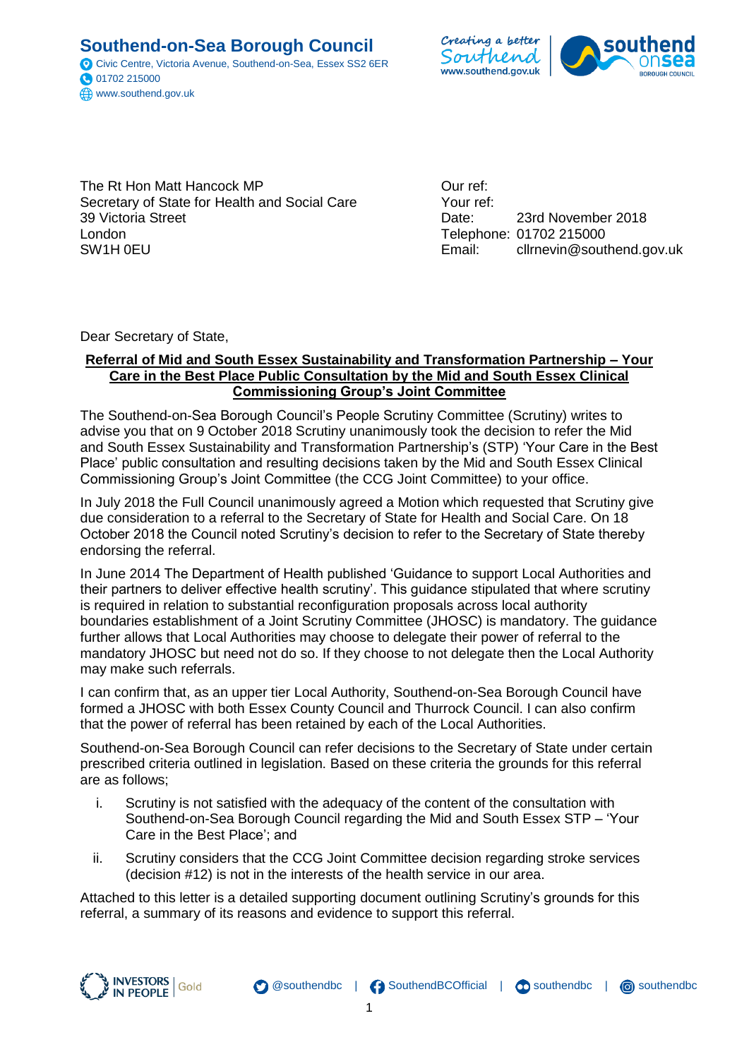**Southend-on-Sea Borough Council**

Civic Centre, Victoria Avenue, Southend-on-Sea, Essex SS2 6ER
01702 215000
www.southend.gov.uk

Creating a better Southend
www.southend.gov.uk

The Rt Hon Matt Hancock MP
Secretary of State for Health and Social Care
39 Victoria Street
London
SW1H 0EU

Our ref:
Your ref:
Date: 23rd November 2018
Telephone: 01702 215000
Email: cllrnevin@southend.gov.uk

Dear Secretary of State,

**Referral of Mid and South Essex Sustainability and Transformation Partnership – Your Care in the Best Place Public Consultation by the Mid and South Essex Clinical Commissioning Group's Joint Committee**

The Southend-on-Sea Borough Council's People Scrutiny Committee (Scrutiny) writes to advise you that on 9 October 2018 Scrutiny unanimously took the decision to refer the Mid and South Essex Sustainability and Transformation Partnership's (STP) 'Your Care in the Best Place' public consultation and resulting decisions taken by the Mid and South Essex Clinical Commissioning Group's Joint Committee (the CCG Joint Committee) to your office.

In July 2018 the Full Council unanimously agreed a Motion which requested that Scrutiny give due consideration to a referral to the Secretary of State for Health and Social Care. On 18 October 2018 the Council noted Scrutiny's decision to refer to the Secretary of State thereby endorsing the referral.

In June 2014 The Department of Health published 'Guidance to support Local Authorities and their partners to deliver effective health scrutiny'. This guidance stipulated that where scrutiny is required in relation to substantial reconfiguration proposals across local authority boundaries establishment of a Joint Scrutiny Committee (JHOSC) is mandatory. The guidance further allows that Local Authorities may choose to delegate their power of referral to the mandatory JHOSC but need not do so. If they choose to not delegate then the Local Authority may make such referrals.

I can confirm that, as an upper tier Local Authority, Southend-on-Sea Borough Council have formed a JHOSC with both Essex County Council and Thurrock Council. I can also confirm that the power of referral has been retained by each of the Local Authorities.

Southend-on-Sea Borough Council can refer decisions to the Secretary of State under certain prescribed criteria outlined in legislation. Based on these criteria the grounds for this referral are as follows;

i. Scrutiny is not satisfied with the adequacy of the content of the consultation with Southend-on-Sea Borough Council regarding the Mid and South Essex STP – 'Your Care in the Best Place'; and

ii. Scrutiny considers that the CCG Joint Committee decision regarding stroke services (decision #12) is not in the interests of the health service in our area.

Attached to this letter is a detailed supporting document outlining Scrutiny's grounds for this referral, a summary of its reasons and evidence to support this referral.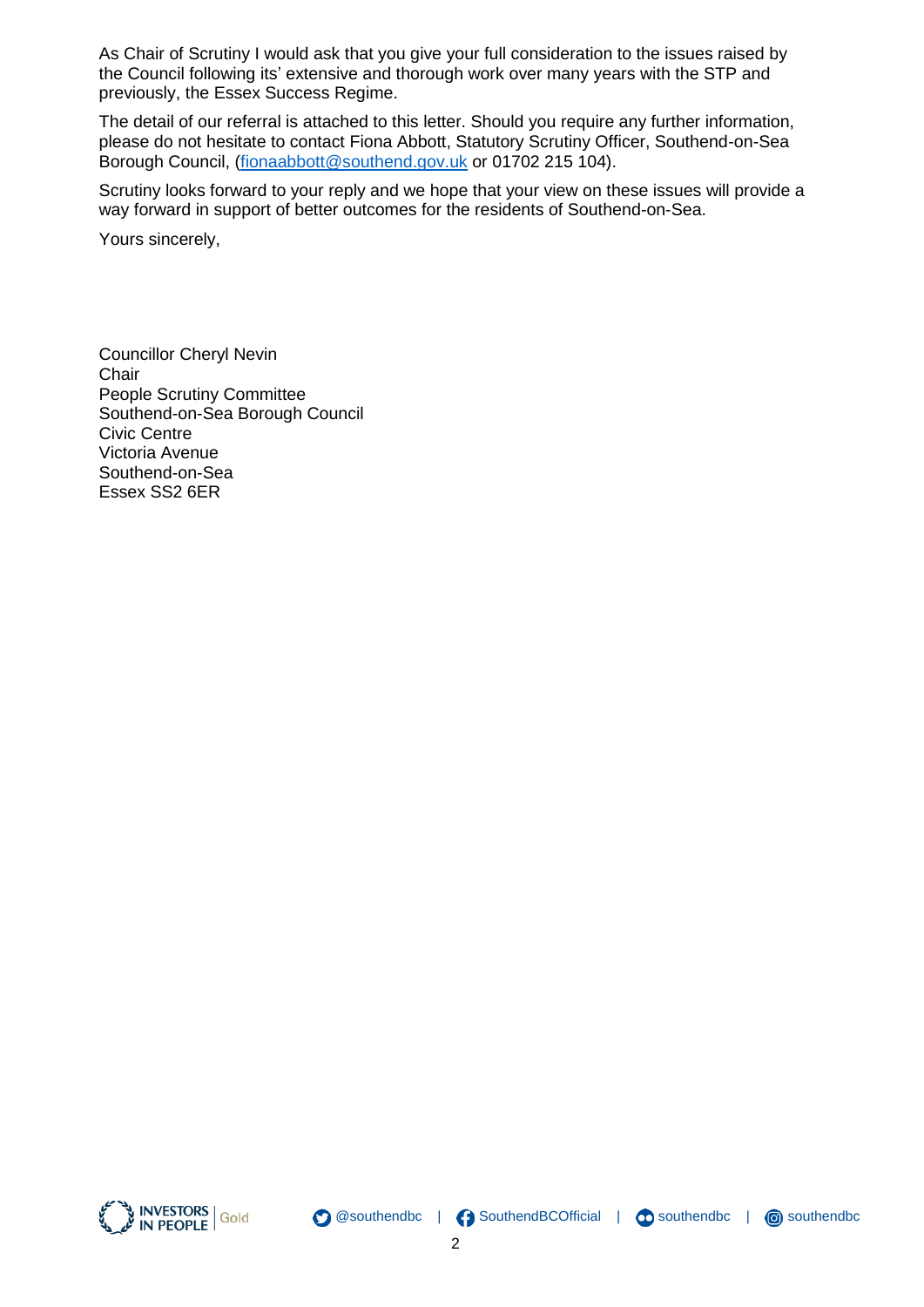As Chair of Scrutiny I would ask that you give your full consideration to the issues raised by the Council following its' extensive and thorough work over many years with the STP and previously, the Essex Success Regime.

The detail of our referral is attached to this letter. Should you require any further information, please do not hesitate to contact Fiona Abbott, Statutory Scrutiny Officer, Southend-on-Sea Borough Council, (fionaabbott@southend.gov.uk or 01702 215 104).

Scrutiny looks forward to your reply and we hope that your view on these issues will provide a way forward in support of better outcomes for the residents of Southend-on-Sea.

Yours sincerely,

Councillor Cheryl Nevin
Chair
People Scrutiny Committee
Southend-on-Sea Borough Council
Civic Centre
Victoria Avenue
Southend-on-Sea
Essex SS2 6ER

INVESTORS IN PEOPLE | Gold

@southendbc | SouthendBCOfficial | southendbc | southendbc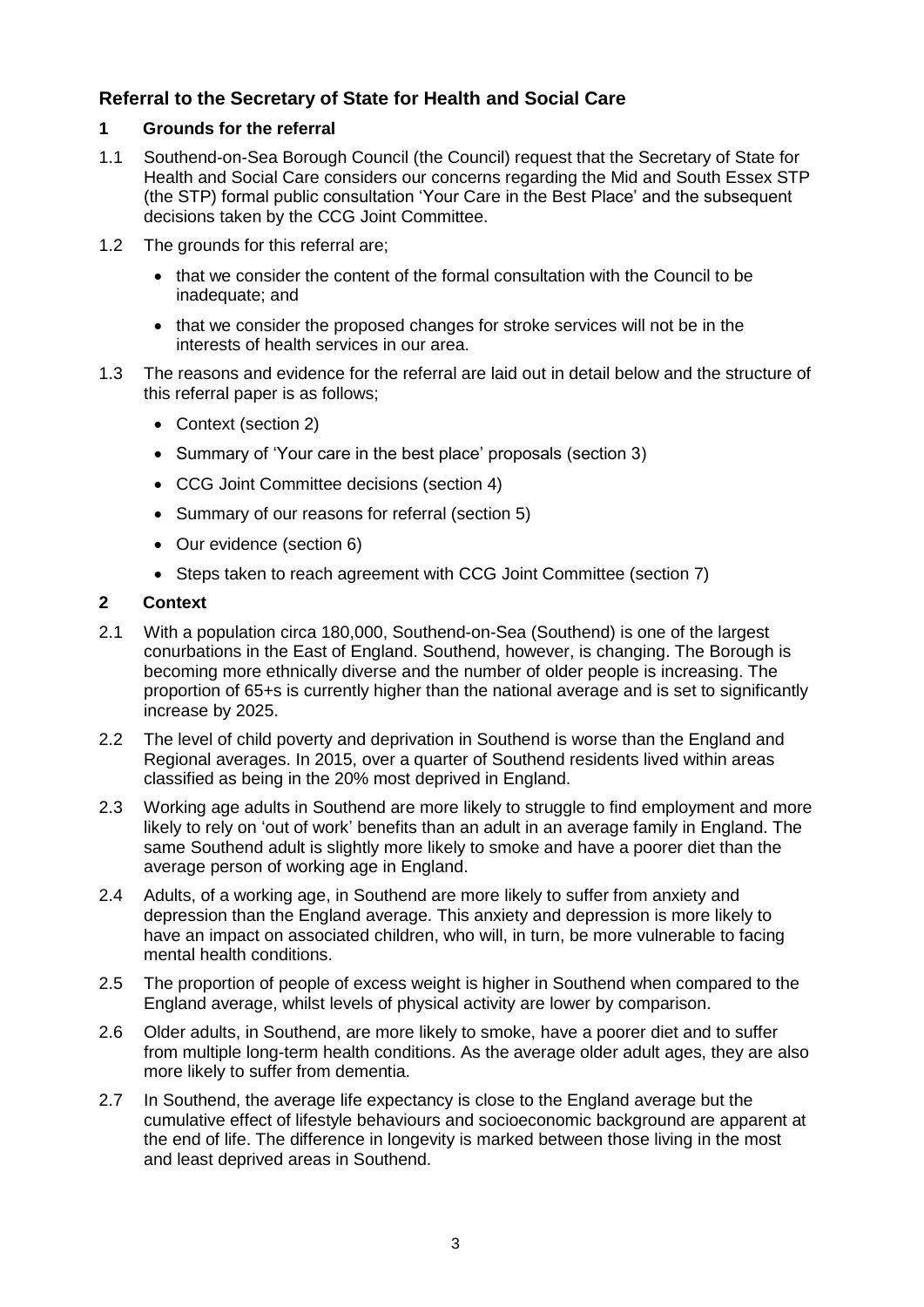## Referral to the Secretary of State for Health and Social Care

### 1 Grounds for the referral

1.1 Southend-on-Sea Borough Council (the Council) request that the Secretary of State for Health and Social Care considers our concerns regarding the Mid and South Essex STP (the STP) formal public consultation 'Your Care in the Best Place' and the subsequent decisions taken by the CCG Joint Committee.

1.2 The grounds for this referral are;

- that we consider the content of the formal consultation with the Council to be inadequate; and
- that we consider the proposed changes for stroke services will not be in the interests of health services in our area.

1.3 The reasons and evidence for the referral are laid out in detail below and the structure of this referral paper is as follows;

- Context (section 2)
- Summary of 'Your care in the best place' proposals (section 3)
- CCG Joint Committee decisions (section 4)
- Summary of our reasons for referral (section 5)
- Our evidence (section 6)
- Steps taken to reach agreement with CCG Joint Committee (section 7)

### 2 Context

2.1 With a population circa 180,000, Southend-on-Sea (Southend) is one of the largest conurbations in the East of England. Southend, however, is changing. The Borough is becoming more ethnically diverse and the number of older people is increasing. The proportion of 65+s is currently higher than the national average and is set to significantly increase by 2025.

2.2 The level of child poverty and deprivation in Southend is worse than the England and Regional averages. In 2015, over a quarter of Southend residents lived within areas classified as being in the 20% most deprived in England.

2.3 Working age adults in Southend are more likely to struggle to find employment and more likely to rely on 'out of work' benefits than an adult in an average family in England. The same Southend adult is slightly more likely to smoke and have a poorer diet than the average person of working age in England.

2.4 Adults, of a working age, in Southend are more likely to suffer from anxiety and depression than the England average. This anxiety and depression is more likely to have an impact on associated children, who will, in turn, be more vulnerable to facing mental health conditions.

2.5 The proportion of people of excess weight is higher in Southend when compared to the England average, whilst levels of physical activity are lower by comparison.

2.6 Older adults, in Southend, are more likely to smoke, have a poorer diet and to suffer from multiple long-term health conditions. As the average older adult ages, they are also more likely to suffer from dementia.

2.7 In Southend, the average life expectancy is close to the England average but the cumulative effect of lifestyle behaviours and socioeconomic background are apparent at the end of life. The difference in longevity is marked between those living in the most and least deprived areas in Southend.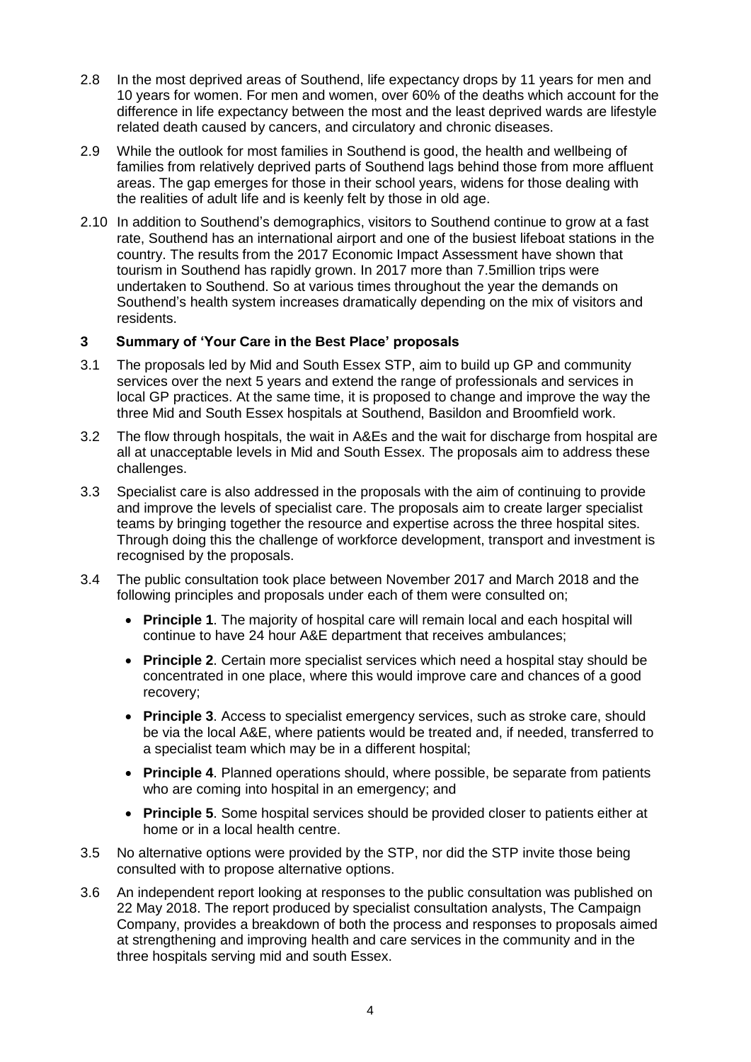2.8 In the most deprived areas of Southend, life expectancy drops by 11 years for men and 10 years for women. For men and women, over 60% of the deaths which account for the difference in life expectancy between the most and the least deprived wards are lifestyle related death caused by cancers, and circulatory and chronic diseases.

2.9 While the outlook for most families in Southend is good, the health and wellbeing of families from relatively deprived parts of Southend lags behind those from more affluent areas. The gap emerges for those in their school years, widens for those dealing with the realities of adult life and is keenly felt by those in old age.

2.10 In addition to Southend's demographics, visitors to Southend continue to grow at a fast rate, Southend has an international airport and one of the busiest lifeboat stations in the country. The results from the 2017 Economic Impact Assessment have shown that tourism in Southend has rapidly grown. In 2017 more than 7.5million trips were undertaken to Southend. So at various times throughout the year the demands on Southend's health system increases dramatically depending on the mix of visitors and residents.

## 3 Summary of 'Your Care in the Best Place' proposals

3.1 The proposals led by Mid and South Essex STP, aim to build up GP and community services over the next 5 years and extend the range of professionals and services in local GP practices. At the same time, it is proposed to change and improve the way the three Mid and South Essex hospitals at Southend, Basildon and Broomfield work.

3.2 The flow through hospitals, the wait in A&Es and the wait for discharge from hospital are all at unacceptable levels in Mid and South Essex. The proposals aim to address these challenges.

3.3 Specialist care is also addressed in the proposals with the aim of continuing to provide and improve the levels of specialist care. The proposals aim to create larger specialist teams by bringing together the resource and expertise across the three hospital sites. Through doing this the challenge of workforce development, transport and investment is recognised by the proposals.

3.4 The public consultation took place between November 2017 and March 2018 and the following principles and proposals under each of them were consulted on;

- **Principle 1**. The majority of hospital care will remain local and each hospital will continue to have 24 hour A&E department that receives ambulances;
- **Principle 2**. Certain more specialist services which need a hospital stay should be concentrated in one place, where this would improve care and chances of a good recovery;
- **Principle 3**. Access to specialist emergency services, such as stroke care, should be via the local A&E, where patients would be treated and, if needed, transferred to a specialist team which may be in a different hospital;
- **Principle 4**. Planned operations should, where possible, be separate from patients who are coming into hospital in an emergency; and
- **Principle 5**. Some hospital services should be provided closer to patients either at home or in a local health centre.

3.5 No alternative options were provided by the STP, nor did the STP invite those being consulted with to propose alternative options.

3.6 An independent report looking at responses to the public consultation was published on 22 May 2018. The report produced by specialist consultation analysts, The Campaign Company, provides a breakdown of both the process and responses to proposals aimed at strengthening and improving health and care services in the community and in the three hospitals serving mid and south Essex.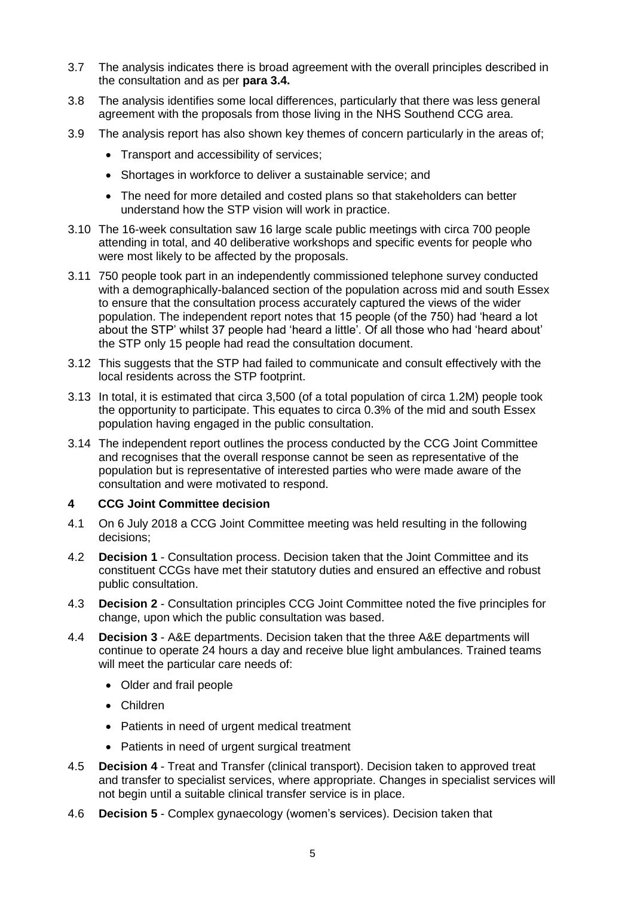3.7 The analysis indicates there is broad agreement with the overall principles described in the consultation and as per **para 3.4.**

3.8 The analysis identifies some local differences, particularly that there was less general agreement with the proposals from those living in the NHS Southend CCG area.

3.9 The analysis report has also shown key themes of concern particularly in the areas of;

- Transport and accessibility of services;
- Shortages in workforce to deliver a sustainable service; and
- The need for more detailed and costed plans so that stakeholders can better understand how the STP vision will work in practice.

3.10 The 16-week consultation saw 16 large scale public meetings with circa 700 people attending in total, and 40 deliberative workshops and specific events for people who were most likely to be affected by the proposals.

3.11 750 people took part in an independently commissioned telephone survey conducted with a demographically-balanced section of the population across mid and south Essex to ensure that the consultation process accurately captured the views of the wider population. The independent report notes that 15 people (of the 750) had 'heard a lot about the STP' whilst 37 people had 'heard a little'. Of all those who had 'heard about' the STP only 15 people had read the consultation document.

3.12 This suggests that the STP had failed to communicate and consult effectively with the local residents across the STP footprint.

3.13 In total, it is estimated that circa 3,500 (of a total population of circa 1.2M) people took the opportunity to participate. This equates to circa 0.3% of the mid and south Essex population having engaged in the public consultation.

3.14 The independent report outlines the process conducted by the CCG Joint Committee and recognises that the overall response cannot be seen as representative of the population but is representative of interested parties who were made aware of the consultation and were motivated to respond.

## 4 CCG Joint Committee decision

4.1 On 6 July 2018 a CCG Joint Committee meeting was held resulting in the following decisions;

4.2 **Decision 1** - Consultation process. Decision taken that the Joint Committee and its constituent CCGs have met their statutory duties and ensured an effective and robust public consultation.

4.3 **Decision 2** - Consultation principles CCG Joint Committee noted the five principles for change, upon which the public consultation was based.

4.4 **Decision 3** - A&E departments. Decision taken that the three A&E departments will continue to operate 24 hours a day and receive blue light ambulances. Trained teams will meet the particular care needs of:

- Older and frail people
- Children
- Patients in need of urgent medical treatment
- Patients in need of urgent surgical treatment

4.5 **Decision 4** - Treat and Transfer (clinical transport). Decision taken to approved treat and transfer to specialist services, where appropriate. Changes in specialist services will not begin until a suitable clinical transfer service is in place.

4.6 **Decision 5** - Complex gynaecology (women's services). Decision taken that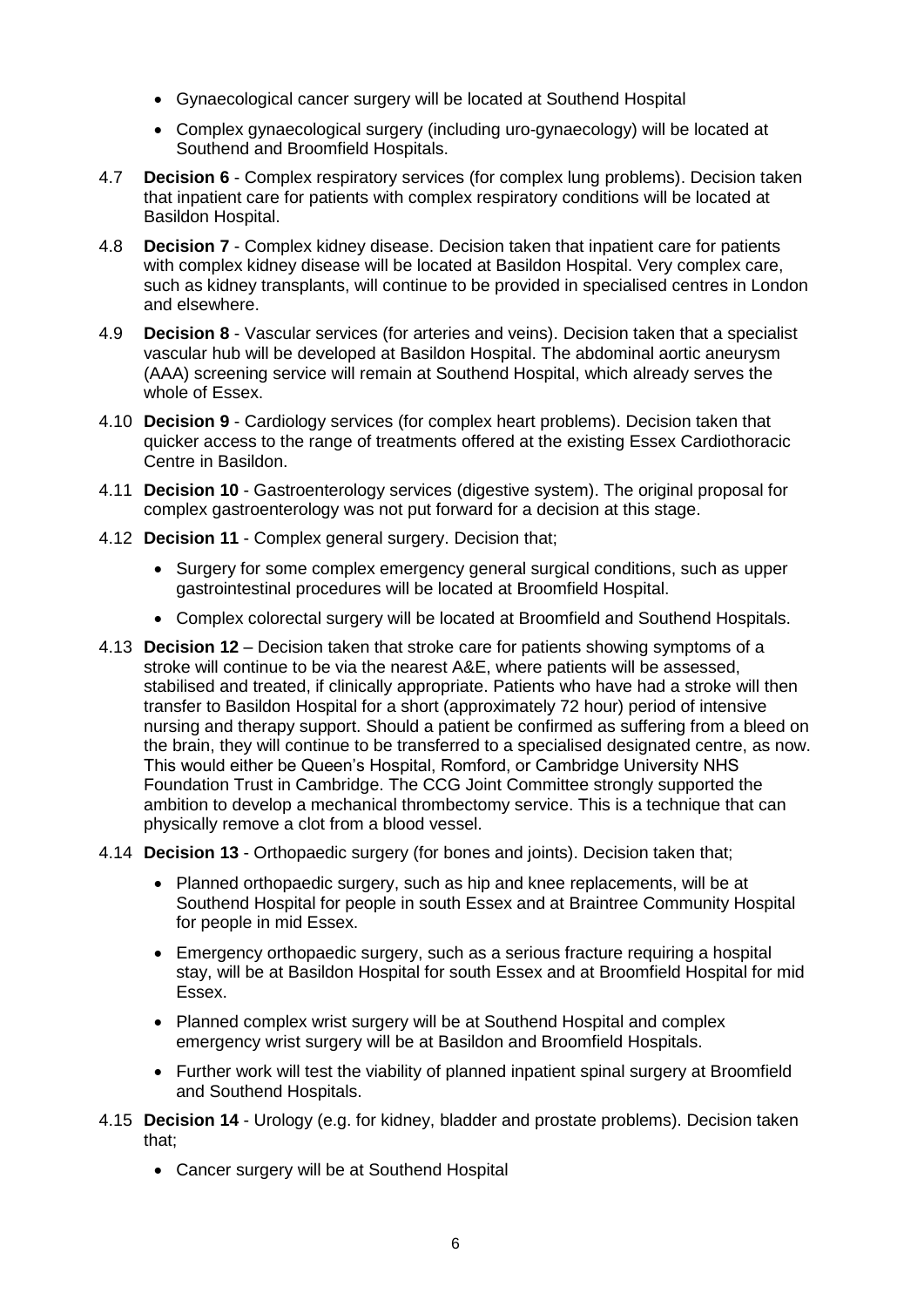- Gynaecological cancer surgery will be located at Southend Hospital
- Complex gynaecological surgery (including uro-gynaecology) will be located at Southend and Broomfield Hospitals.

4.7 **Decision 6** - Complex respiratory services (for complex lung problems). Decision taken that inpatient care for patients with complex respiratory conditions will be located at Basildon Hospital.

4.8 **Decision 7** - Complex kidney disease. Decision taken that inpatient care for patients with complex kidney disease will be located at Basildon Hospital. Very complex care, such as kidney transplants, will continue to be provided in specialised centres in London and elsewhere.

4.9 **Decision 8** - Vascular services (for arteries and veins). Decision taken that a specialist vascular hub will be developed at Basildon Hospital. The abdominal aortic aneurysm (AAA) screening service will remain at Southend Hospital, which already serves the whole of Essex.

4.10 **Decision 9** - Cardiology services (for complex heart problems). Decision taken that quicker access to the range of treatments offered at the existing Essex Cardiothoracic Centre in Basildon.

4.11 **Decision 10** - Gastroenterology services (digestive system). The original proposal for complex gastroenterology was not put forward for a decision at this stage.

4.12 **Decision 11** - Complex general surgery. Decision that;

- Surgery for some complex emergency general surgical conditions, such as upper gastrointestinal procedures will be located at Broomfield Hospital.
- Complex colorectal surgery will be located at Broomfield and Southend Hospitals.

4.13 **Decision 12** – Decision taken that stroke care for patients showing symptoms of a stroke will continue to be via the nearest A&E, where patients will be assessed, stabilised and treated, if clinically appropriate. Patients who have had a stroke will then transfer to Basildon Hospital for a short (approximately 72 hour) period of intensive nursing and therapy support. Should a patient be confirmed as suffering from a bleed on the brain, they will continue to be transferred to a specialised designated centre, as now. This would either be Queen's Hospital, Romford, or Cambridge University NHS Foundation Trust in Cambridge. The CCG Joint Committee strongly supported the ambition to develop a mechanical thrombectomy service. This is a technique that can physically remove a clot from a blood vessel.

4.14 **Decision 13** - Orthopaedic surgery (for bones and joints). Decision taken that;

- Planned orthopaedic surgery, such as hip and knee replacements, will be at Southend Hospital for people in south Essex and at Braintree Community Hospital for people in mid Essex.
- Emergency orthopaedic surgery, such as a serious fracture requiring a hospital stay, will be at Basildon Hospital for south Essex and at Broomfield Hospital for mid Essex.
- Planned complex wrist surgery will be at Southend Hospital and complex emergency wrist surgery will be at Basildon and Broomfield Hospitals.
- Further work will test the viability of planned inpatient spinal surgery at Broomfield and Southend Hospitals.

4.15 **Decision 14** - Urology (e.g. for kidney, bladder and prostate problems). Decision taken that;

- Cancer surgery will be at Southend Hospital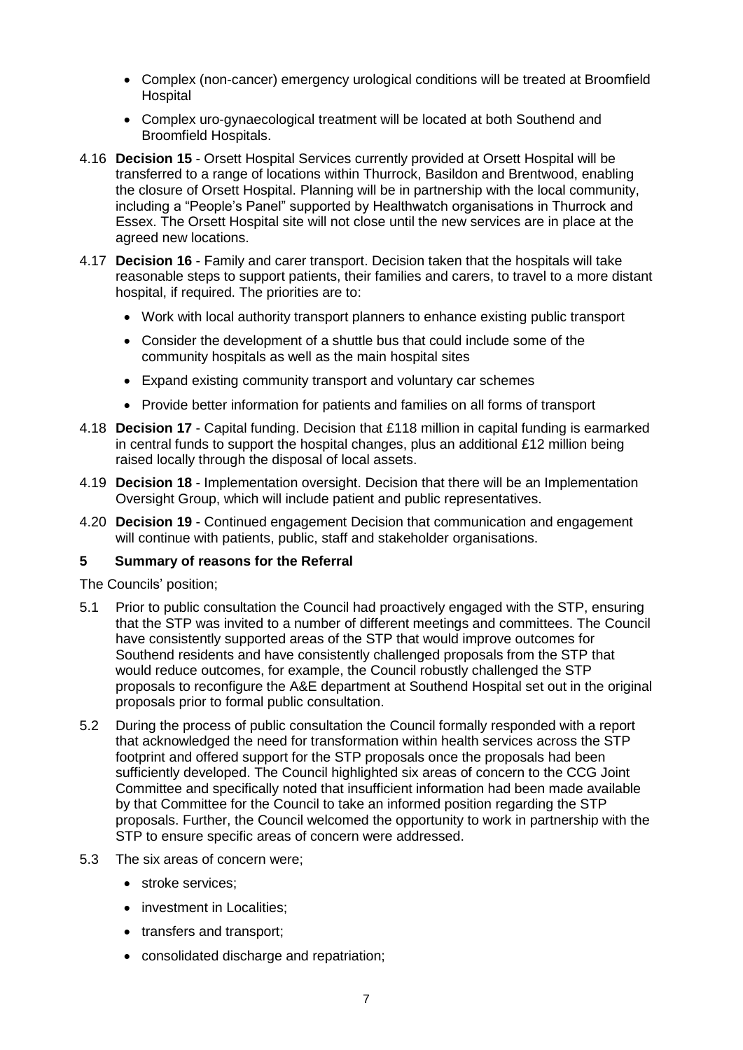- Complex (non-cancer) emergency urological conditions will be treated at Broomfield Hospital
- Complex uro-gynaecological treatment will be located at both Southend and Broomfield Hospitals.

4.16 **Decision 15** - Orsett Hospital Services currently provided at Orsett Hospital will be transferred to a range of locations within Thurrock, Basildon and Brentwood, enabling the closure of Orsett Hospital. Planning will be in partnership with the local community, including a "People's Panel" supported by Healthwatch organisations in Thurrock and Essex. The Orsett Hospital site will not close until the new services are in place at the agreed new locations.

4.17 **Decision 16** - Family and carer transport. Decision taken that the hospitals will take reasonable steps to support patients, their families and carers, to travel to a more distant hospital, if required. The priorities are to:

- Work with local authority transport planners to enhance existing public transport
- Consider the development of a shuttle bus that could include some of the community hospitals as well as the main hospital sites
- Expand existing community transport and voluntary car schemes
- Provide better information for patients and families on all forms of transport

4.18 **Decision 17** - Capital funding. Decision that £118 million in capital funding is earmarked in central funds to support the hospital changes, plus an additional £12 million being raised locally through the disposal of local assets.

4.19 **Decision 18** - Implementation oversight. Decision that there will be an Implementation Oversight Group, which will include patient and public representatives.

4.20 **Decision 19** - Continued engagement Decision that communication and engagement will continue with patients, public, staff and stakeholder organisations.

## 5 Summary of reasons for the Referral

The Councils' position;

5.1 Prior to public consultation the Council had proactively engaged with the STP, ensuring that the STP was invited to a number of different meetings and committees. The Council have consistently supported areas of the STP that would improve outcomes for Southend residents and have consistently challenged proposals from the STP that would reduce outcomes, for example, the Council robustly challenged the STP proposals to reconfigure the A&E department at Southend Hospital set out in the original proposals prior to formal public consultation.

5.2 During the process of public consultation the Council formally responded with a report that acknowledged the need for transformation within health services across the STP footprint and offered support for the STP proposals once the proposals had been sufficiently developed. The Council highlighted six areas of concern to the CCG Joint Committee and specifically noted that insufficient information had been made available by that Committee for the Council to take an informed position regarding the STP proposals. Further, the Council welcomed the opportunity to work in partnership with the STP to ensure specific areas of concern were addressed.

5.3 The six areas of concern were;

- stroke services;
- investment in Localities;
- transfers and transport;
- consolidated discharge and repatriation;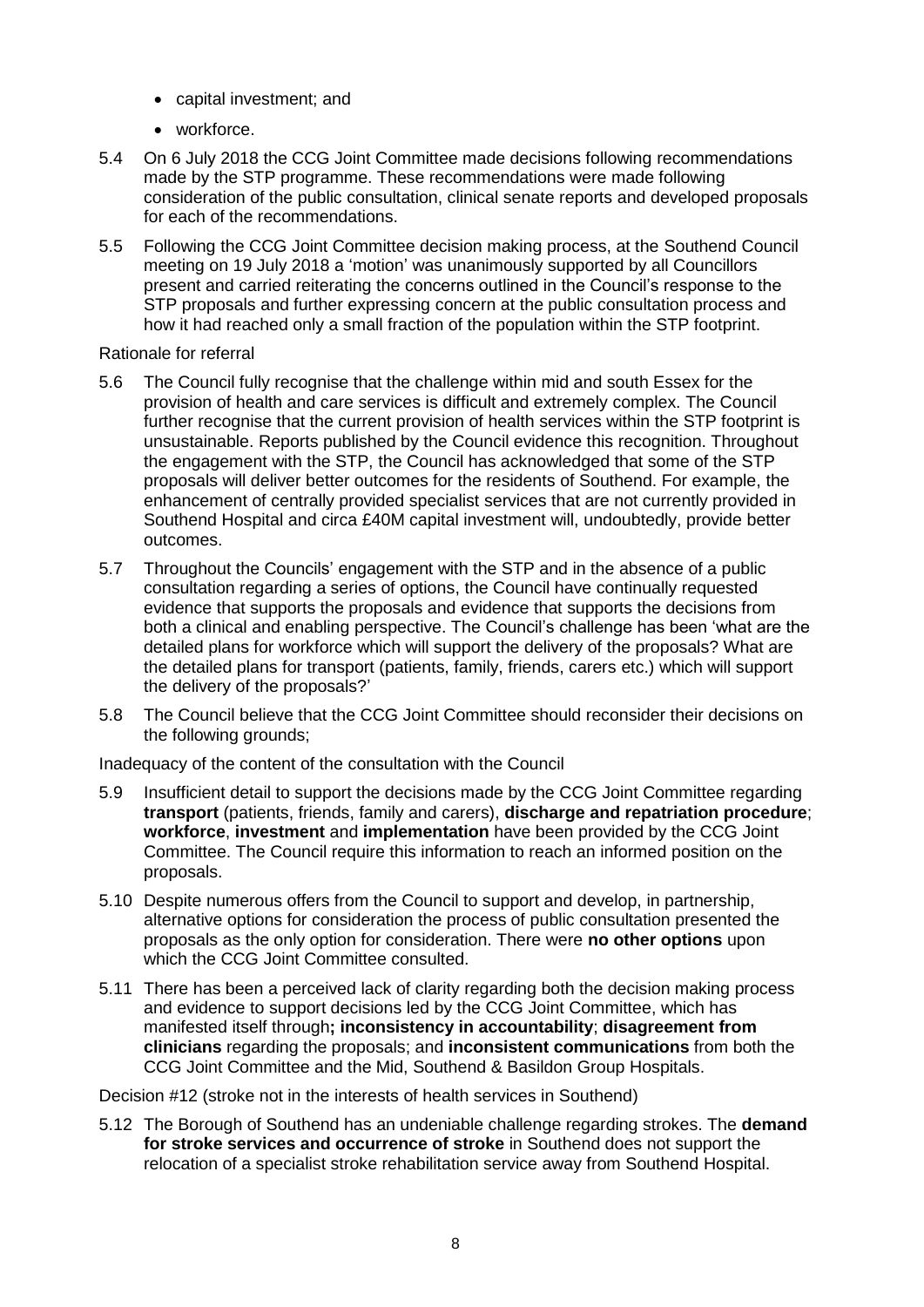- capital investment; and
- workforce.

5.4 On 6 July 2018 the CCG Joint Committee made decisions following recommendations made by the STP programme. These recommendations were made following consideration of the public consultation, clinical senate reports and developed proposals for each of the recommendations.

5.5 Following the CCG Joint Committee decision making process, at the Southend Council meeting on 19 July 2018 a 'motion' was unanimously supported by all Councillors present and carried reiterating the concerns outlined in the Council's response to the STP proposals and further expressing concern at the public consultation process and how it had reached only a small fraction of the population within the STP footprint.

Rationale for referral

5.6 The Council fully recognise that the challenge within mid and south Essex for the provision of health and care services is difficult and extremely complex. The Council further recognise that the current provision of health services within the STP footprint is unsustainable. Reports published by the Council evidence this recognition. Throughout the engagement with the STP, the Council has acknowledged that some of the STP proposals will deliver better outcomes for the residents of Southend. For example, the enhancement of centrally provided specialist services that are not currently provided in Southend Hospital and circa £40M capital investment will, undoubtedly, provide better outcomes.

5.7 Throughout the Councils' engagement with the STP and in the absence of a public consultation regarding a series of options, the Council have continually requested evidence that supports the proposals and evidence that supports the decisions from both a clinical and enabling perspective. The Council's challenge has been 'what are the detailed plans for workforce which will support the delivery of the proposals? What are the detailed plans for transport (patients, family, friends, carers etc.) which will support the delivery of the proposals?'

5.8 The Council believe that the CCG Joint Committee should reconsider their decisions on the following grounds;

Inadequacy of the content of the consultation with the Council

5.9 Insufficient detail to support the decisions made by the CCG Joint Committee regarding **transport** (patients, friends, family and carers), **discharge and repatriation procedure**; **workforce**, **investment** and **implementation** have been provided by the CCG Joint Committee. The Council require this information to reach an informed position on the proposals.

5.10 Despite numerous offers from the Council to support and develop, in partnership, alternative options for consideration the process of public consultation presented the proposals as the only option for consideration. There were **no other options** upon which the CCG Joint Committee consulted.

5.11 There has been a perceived lack of clarity regarding both the decision making process and evidence to support decisions led by the CCG Joint Committee, which has manifested itself through**; inconsistency in accountability**; **disagreement from clinicians** regarding the proposals; and **inconsistent communications** from both the CCG Joint Committee and the Mid, Southend & Basildon Group Hospitals.

Decision #12 (stroke not in the interests of health services in Southend)

5.12 The Borough of Southend has an undeniable challenge regarding strokes. The **demand for stroke services and occurrence of stroke** in Southend does not support the relocation of a specialist stroke rehabilitation service away from Southend Hospital.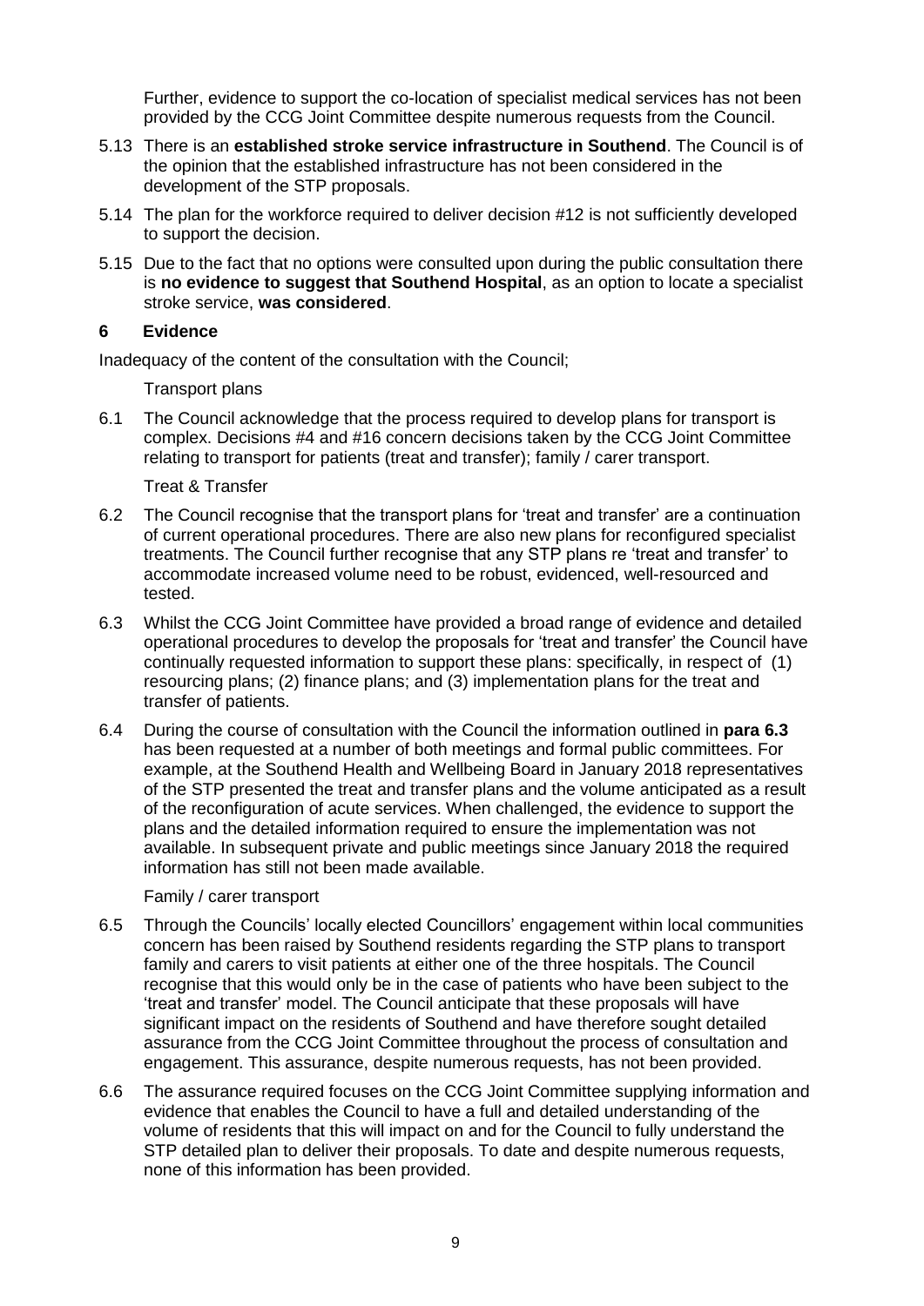Further, evidence to support the co-location of specialist medical services has not been provided by the CCG Joint Committee despite numerous requests from the Council.

5.13 There is an **established stroke service infrastructure in Southend**. The Council is of the opinion that the established infrastructure has not been considered in the development of the STP proposals.

5.14 The plan for the workforce required to deliver decision #12 is not sufficiently developed to support the decision.

5.15 Due to the fact that no options were consulted upon during the public consultation there is **no evidence to suggest that Southend Hospital**, as an option to locate a specialist stroke service, **was considered**.

## 6 Evidence

Inadequacy of the content of the consultation with the Council;

Transport plans

6.1 The Council acknowledge that the process required to develop plans for transport is complex. Decisions #4 and #16 concern decisions taken by the CCG Joint Committee relating to transport for patients (treat and transfer); family / carer transport.

Treat & Transfer

6.2 The Council recognise that the transport plans for 'treat and transfer' are a continuation of current operational procedures. There are also new plans for reconfigured specialist treatments. The Council further recognise that any STP plans re 'treat and transfer' to accommodate increased volume need to be robust, evidenced, well-resourced and tested.

6.3 Whilst the CCG Joint Committee have provided a broad range of evidence and detailed operational procedures to develop the proposals for 'treat and transfer' the Council have continually requested information to support these plans: specifically, in respect of (1) resourcing plans; (2) finance plans; and (3) implementation plans for the treat and transfer of patients.

6.4 During the course of consultation with the Council the information outlined in **para 6.3** has been requested at a number of both meetings and formal public committees. For example, at the Southend Health and Wellbeing Board in January 2018 representatives of the STP presented the treat and transfer plans and the volume anticipated as a result of the reconfiguration of acute services. When challenged, the evidence to support the plans and the detailed information required to ensure the implementation was not available. In subsequent private and public meetings since January 2018 the required information has still not been made available.

Family / carer transport

6.5 Through the Councils' locally elected Councillors' engagement within local communities concern has been raised by Southend residents regarding the STP plans to transport family and carers to visit patients at either one of the three hospitals. The Council recognise that this would only be in the case of patients who have been subject to the 'treat and transfer' model. The Council anticipate that these proposals will have significant impact on the residents of Southend and have therefore sought detailed assurance from the CCG Joint Committee throughout the process of consultation and engagement. This assurance, despite numerous requests, has not been provided.

6.6 The assurance required focuses on the CCG Joint Committee supplying information and evidence that enables the Council to have a full and detailed understanding of the volume of residents that this will impact on and for the Council to fully understand the STP detailed plan to deliver their proposals. To date and despite numerous requests, none of this information has been provided.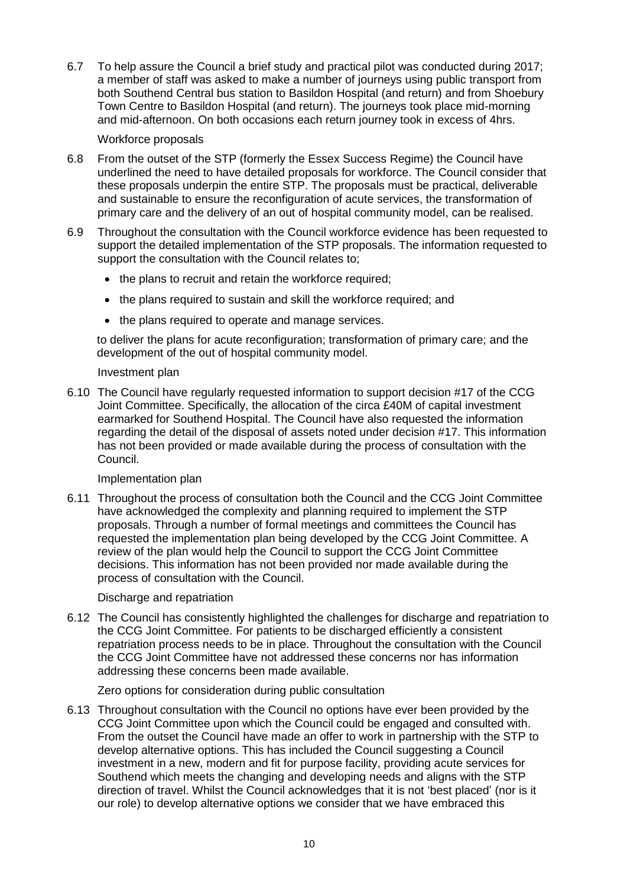6.7 To help assure the Council a brief study and practical pilot was conducted during 2017; a member of staff was asked to make a number of journeys using public transport from both Southend Central bus station to Basildon Hospital (and return) and from Shoebury Town Centre to Basildon Hospital (and return). The journeys took place mid-morning and mid-afternoon. On both occasions each return journey took in excess of 4hrs.

Workforce proposals

6.8 From the outset of the STP (formerly the Essex Success Regime) the Council have underlined the need to have detailed proposals for workforce. The Council consider that these proposals underpin the entire STP. The proposals must be practical, deliverable and sustainable to ensure the reconfiguration of acute services, the transformation of primary care and the delivery of an out of hospital community model, can be realised.

6.9 Throughout the consultation with the Council workforce evidence has been requested to support the detailed implementation of the STP proposals. The information requested to support the consultation with the Council relates to;

- the plans to recruit and retain the workforce required;
- the plans required to sustain and skill the workforce required; and
- the plans required to operate and manage services.

to deliver the plans for acute reconfiguration; transformation of primary care; and the development of the out of hospital community model.

Investment plan

6.10 The Council have regularly requested information to support decision #17 of the CCG Joint Committee. Specifically, the allocation of the circa £40M of capital investment earmarked for Southend Hospital. The Council have also requested the information regarding the detail of the disposal of assets noted under decision #17. This information has not been provided or made available during the process of consultation with the Council.

Implementation plan

6.11 Throughout the process of consultation both the Council and the CCG Joint Committee have acknowledged the complexity and planning required to implement the STP proposals. Through a number of formal meetings and committees the Council has requested the implementation plan being developed by the CCG Joint Committee. A review of the plan would help the Council to support the CCG Joint Committee decisions. This information has not been provided nor made available during the process of consultation with the Council.

Discharge and repatriation

6.12 The Council has consistently highlighted the challenges for discharge and repatriation to the CCG Joint Committee. For patients to be discharged efficiently a consistent repatriation process needs to be in place. Throughout the consultation with the Council the CCG Joint Committee have not addressed these concerns nor has information addressing these concerns been made available.

Zero options for consideration during public consultation

6.13 Throughout consultation with the Council no options have ever been provided by the CCG Joint Committee upon which the Council could be engaged and consulted with. From the outset the Council have made an offer to work in partnership with the STP to develop alternative options. This has included the Council suggesting a Council investment in a new, modern and fit for purpose facility, providing acute services for Southend which meets the changing and developing needs and aligns with the STP direction of travel. Whilst the Council acknowledges that it is not 'best placed' (nor is it our role) to develop alternative options we consider that we have embraced this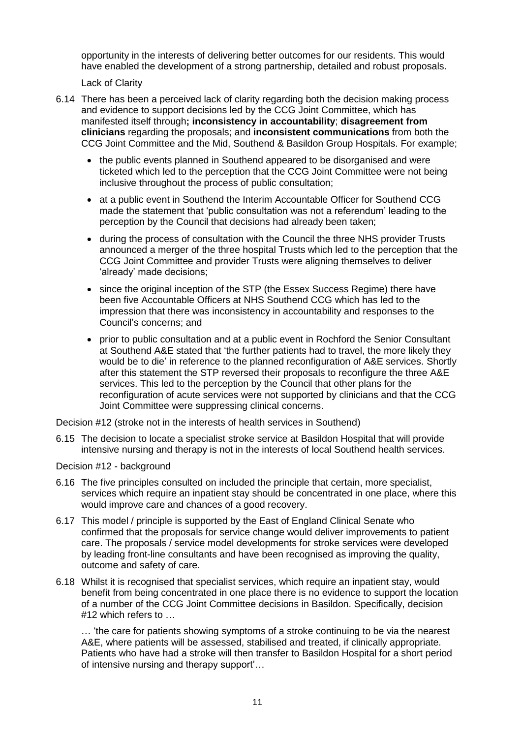opportunity in the interests of delivering better outcomes for our residents. This would have enabled the development of a strong partnership, detailed and robust proposals.

Lack of Clarity

6.14 There has been a perceived lack of clarity regarding both the decision making process and evidence to support decisions led by the CCG Joint Committee, which has manifested itself through**; inconsistency in accountability**; **disagreement from clinicians** regarding the proposals; and **inconsistent communications** from both the CCG Joint Committee and the Mid, Southend & Basildon Group Hospitals. For example;

- the public events planned in Southend appeared to be disorganised and were ticketed which led to the perception that the CCG Joint Committee were not being inclusive throughout the process of public consultation;
- at a public event in Southend the Interim Accountable Officer for Southend CCG made the statement that 'public consultation was not a referendum' leading to the perception by the Council that decisions had already been taken;
- during the process of consultation with the Council the three NHS provider Trusts announced a merger of the three hospital Trusts which led to the perception that the CCG Joint Committee and provider Trusts were aligning themselves to deliver 'already' made decisions;
- since the original inception of the STP (the Essex Success Regime) there have been five Accountable Officers at NHS Southend CCG which has led to the impression that there was inconsistency in accountability and responses to the Council's concerns; and
- prior to public consultation and at a public event in Rochford the Senior Consultant at Southend A&E stated that 'the further patients had to travel, the more likely they would be to die' in reference to the planned reconfiguration of A&E services. Shortly after this statement the STP reversed their proposals to reconfigure the three A&E services. This led to the perception by the Council that other plans for the reconfiguration of acute services were not supported by clinicians and that the CCG Joint Committee were suppressing clinical concerns.

Decision #12 (stroke not in the interests of health services in Southend)

6.15 The decision to locate a specialist stroke service at Basildon Hospital that will provide intensive nursing and therapy is not in the interests of local Southend health services.

Decision #12 - background

6.16 The five principles consulted on included the principle that certain, more specialist, services which require an inpatient stay should be concentrated in one place, where this would improve care and chances of a good recovery.

6.17 This model / principle is supported by the East of England Clinical Senate who confirmed that the proposals for service change would deliver improvements to patient care. The proposals / service model developments for stroke services were developed by leading front-line consultants and have been recognised as improving the quality, outcome and safety of care.

6.18 Whilst it is recognised that specialist services, which require an inpatient stay, would benefit from being concentrated in one place there is no evidence to support the location of a number of the CCG Joint Committee decisions in Basildon. Specifically, decision #12 which refers to …

… 'the care for patients showing symptoms of a stroke continuing to be via the nearest A&E, where patients will be assessed, stabilised and treated, if clinically appropriate. Patients who have had a stroke will then transfer to Basildon Hospital for a short period of intensive nursing and therapy support'…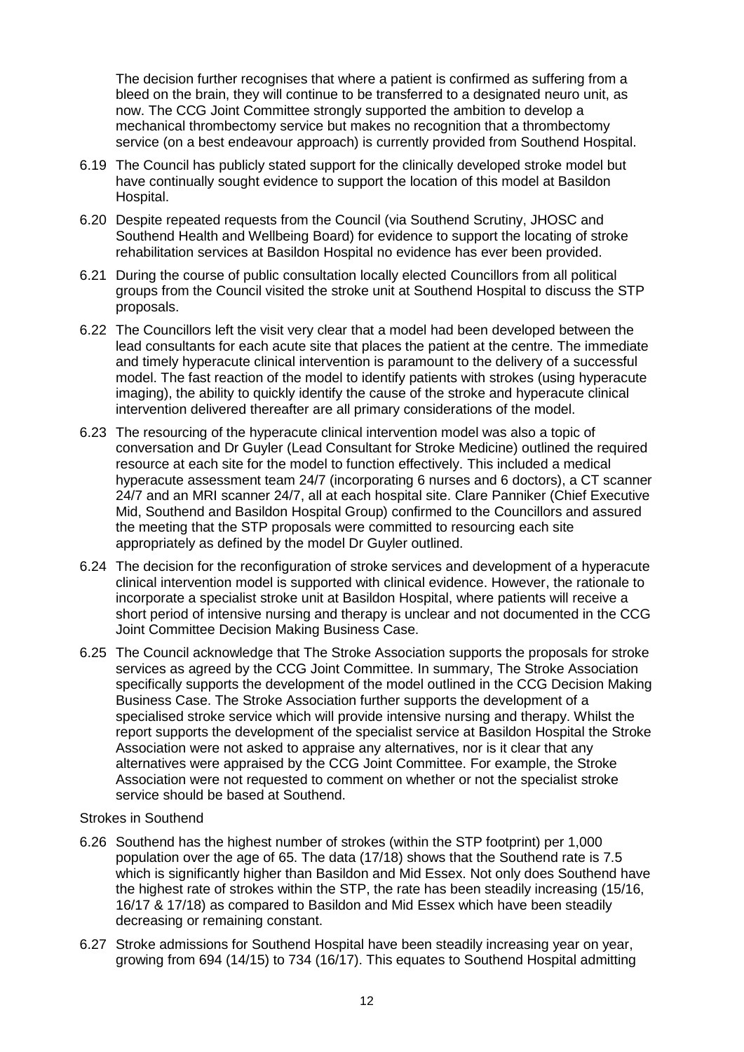The decision further recognises that where a patient is confirmed as suffering from a bleed on the brain, they will continue to be transferred to a designated neuro unit, as now. The CCG Joint Committee strongly supported the ambition to develop a mechanical thrombectomy service but makes no recognition that a thrombectomy service (on a best endeavour approach) is currently provided from Southend Hospital.

6.19 The Council has publicly stated support for the clinically developed stroke model but have continually sought evidence to support the location of this model at Basildon Hospital.

6.20 Despite repeated requests from the Council (via Southend Scrutiny, JHOSC and Southend Health and Wellbeing Board) for evidence to support the locating of stroke rehabilitation services at Basildon Hospital no evidence has ever been provided.

6.21 During the course of public consultation locally elected Councillors from all political groups from the Council visited the stroke unit at Southend Hospital to discuss the STP proposals.

6.22 The Councillors left the visit very clear that a model had been developed between the lead consultants for each acute site that places the patient at the centre. The immediate and timely hyperacute clinical intervention is paramount to the delivery of a successful model. The fast reaction of the model to identify patients with strokes (using hyperacute imaging), the ability to quickly identify the cause of the stroke and hyperacute clinical intervention delivered thereafter are all primary considerations of the model.

6.23 The resourcing of the hyperacute clinical intervention model was also a topic of conversation and Dr Guyler (Lead Consultant for Stroke Medicine) outlined the required resource at each site for the model to function effectively. This included a medical hyperacute assessment team 24/7 (incorporating 6 nurses and 6 doctors), a CT scanner 24/7 and an MRI scanner 24/7, all at each hospital site. Clare Panniker (Chief Executive Mid, Southend and Basildon Hospital Group) confirmed to the Councillors and assured the meeting that the STP proposals were committed to resourcing each site appropriately as defined by the model Dr Guyler outlined.

6.24 The decision for the reconfiguration of stroke services and development of a hyperacute clinical intervention model is supported with clinical evidence. However, the rationale to incorporate a specialist stroke unit at Basildon Hospital, where patients will receive a short period of intensive nursing and therapy is unclear and not documented in the CCG Joint Committee Decision Making Business Case.

6.25 The Council acknowledge that The Stroke Association supports the proposals for stroke services as agreed by the CCG Joint Committee. In summary, The Stroke Association specifically supports the development of the model outlined in the CCG Decision Making Business Case. The Stroke Association further supports the development of a specialised stroke service which will provide intensive nursing and therapy. Whilst the report supports the development of the specialist service at Basildon Hospital the Stroke Association were not asked to appraise any alternatives, nor is it clear that any alternatives were appraised by the CCG Joint Committee. For example, the Stroke Association were not requested to comment on whether or not the specialist stroke service should be based at Southend.

Strokes in Southend

6.26 Southend has the highest number of strokes (within the STP footprint) per 1,000 population over the age of 65. The data (17/18) shows that the Southend rate is 7.5 which is significantly higher than Basildon and Mid Essex. Not only does Southend have the highest rate of strokes within the STP, the rate has been steadily increasing (15/16, 16/17 & 17/18) as compared to Basildon and Mid Essex which have been steadily decreasing or remaining constant.

6.27 Stroke admissions for Southend Hospital have been steadily increasing year on year, growing from 694 (14/15) to 734 (16/17). This equates to Southend Hospital admitting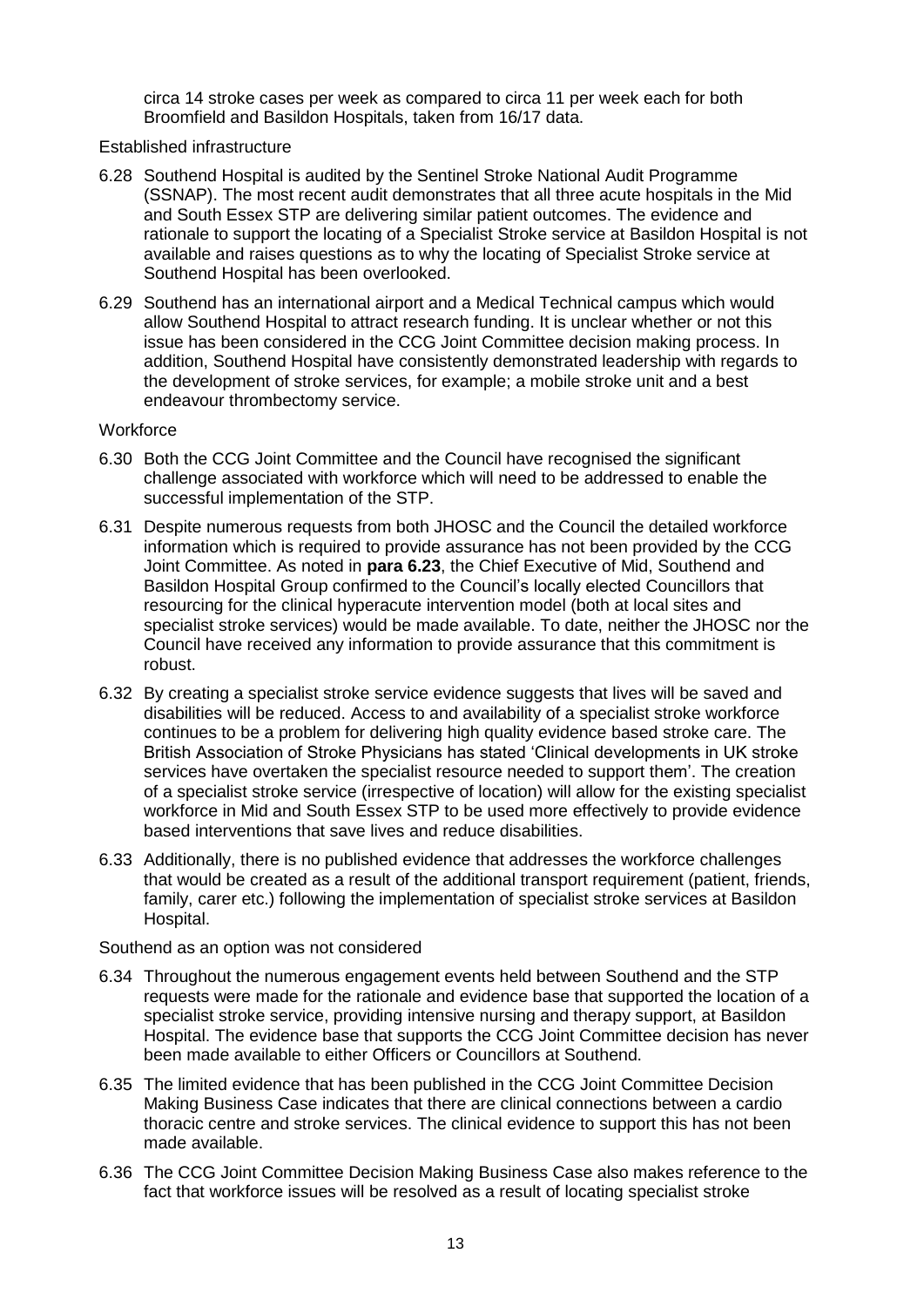circa 14 stroke cases per week as compared to circa 11 per week each for both Broomfield and Basildon Hospitals, taken from 16/17 data.

Established infrastructure

6.28 Southend Hospital is audited by the Sentinel Stroke National Audit Programme (SSNAP). The most recent audit demonstrates that all three acute hospitals in the Mid and South Essex STP are delivering similar patient outcomes. The evidence and rationale to support the locating of a Specialist Stroke service at Basildon Hospital is not available and raises questions as to why the locating of Specialist Stroke service at Southend Hospital has been overlooked.

6.29 Southend has an international airport and a Medical Technical campus which would allow Southend Hospital to attract research funding. It is unclear whether or not this issue has been considered in the CCG Joint Committee decision making process. In addition, Southend Hospital have consistently demonstrated leadership with regards to the development of stroke services, for example; a mobile stroke unit and a best endeavour thrombectomy service.

Workforce

6.30 Both the CCG Joint Committee and the Council have recognised the significant challenge associated with workforce which will need to be addressed to enable the successful implementation of the STP.

6.31 Despite numerous requests from both JHOSC and the Council the detailed workforce information which is required to provide assurance has not been provided by the CCG Joint Committee. As noted in **para 6.23**, the Chief Executive of Mid, Southend and Basildon Hospital Group confirmed to the Council's locally elected Councillors that resourcing for the clinical hyperacute intervention model (both at local sites and specialist stroke services) would be made available. To date, neither the JHOSC nor the Council have received any information to provide assurance that this commitment is robust.

6.32 By creating a specialist stroke service evidence suggests that lives will be saved and disabilities will be reduced. Access to and availability of a specialist stroke workforce continues to be a problem for delivering high quality evidence based stroke care. The British Association of Stroke Physicians has stated 'Clinical developments in UK stroke services have overtaken the specialist resource needed to support them'. The creation of a specialist stroke service (irrespective of location) will allow for the existing specialist workforce in Mid and South Essex STP to be used more effectively to provide evidence based interventions that save lives and reduce disabilities.

6.33 Additionally, there is no published evidence that addresses the workforce challenges that would be created as a result of the additional transport requirement (patient, friends, family, carer etc.) following the implementation of specialist stroke services at Basildon Hospital.

Southend as an option was not considered

6.34 Throughout the numerous engagement events held between Southend and the STP requests were made for the rationale and evidence base that supported the location of a specialist stroke service, providing intensive nursing and therapy support, at Basildon Hospital. The evidence base that supports the CCG Joint Committee decision has never been made available to either Officers or Councillors at Southend.

6.35 The limited evidence that has been published in the CCG Joint Committee Decision Making Business Case indicates that there are clinical connections between a cardio thoracic centre and stroke services. The clinical evidence to support this has not been made available.

6.36 The CCG Joint Committee Decision Making Business Case also makes reference to the fact that workforce issues will be resolved as a result of locating specialist stroke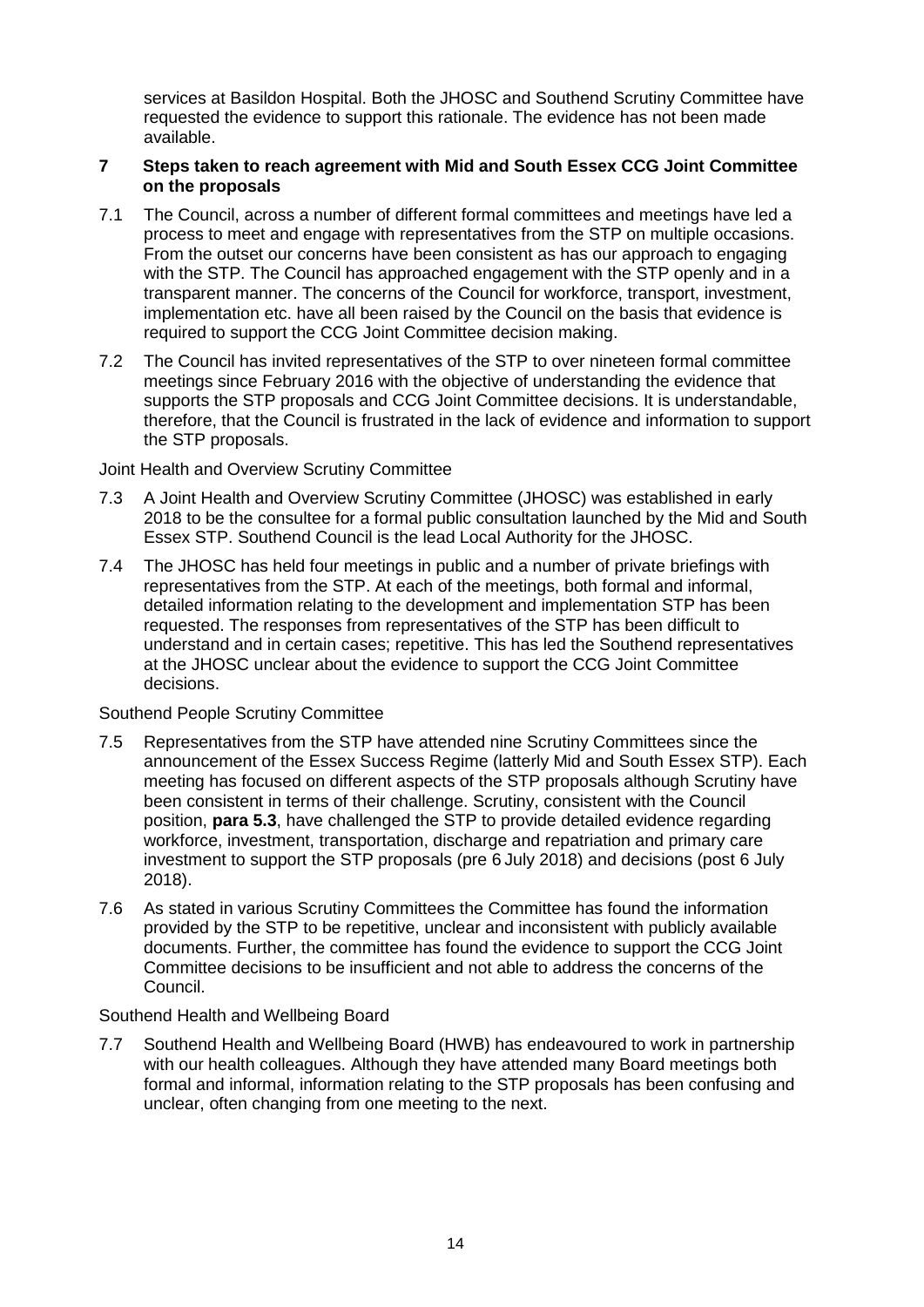services at Basildon Hospital. Both the JHOSC and Southend Scrutiny Committee have requested the evidence to support this rationale. The evidence has not been made available.

## 7 Steps taken to reach agreement with Mid and South Essex CCG Joint Committee on the proposals

7.1 The Council, across a number of different formal committees and meetings have led a process to meet and engage with representatives from the STP on multiple occasions. From the outset our concerns have been consistent as has our approach to engaging with the STP. The Council has approached engagement with the STP openly and in a transparent manner. The concerns of the Council for workforce, transport, investment, implementation etc. have all been raised by the Council on the basis that evidence is required to support the CCG Joint Committee decision making.

7.2 The Council has invited representatives of the STP to over nineteen formal committee meetings since February 2016 with the objective of understanding the evidence that supports the STP proposals and CCG Joint Committee decisions. It is understandable, therefore, that the Council is frustrated in the lack of evidence and information to support the STP proposals.

Joint Health and Overview Scrutiny Committee

7.3 A Joint Health and Overview Scrutiny Committee (JHOSC) was established in early 2018 to be the consultee for a formal public consultation launched by the Mid and South Essex STP. Southend Council is the lead Local Authority for the JHOSC.

7.4 The JHOSC has held four meetings in public and a number of private briefings with representatives from the STP. At each of the meetings, both formal and informal, detailed information relating to the development and implementation STP has been requested. The responses from representatives of the STP has been difficult to understand and in certain cases; repetitive. This has led the Southend representatives at the JHOSC unclear about the evidence to support the CCG Joint Committee decisions.

Southend People Scrutiny Committee

7.5 Representatives from the STP have attended nine Scrutiny Committees since the announcement of the Essex Success Regime (latterly Mid and South Essex STP). Each meeting has focused on different aspects of the STP proposals although Scrutiny have been consistent in terms of their challenge. Scrutiny, consistent with the Council position, **para 5.3**, have challenged the STP to provide detailed evidence regarding workforce, investment, transportation, discharge and repatriation and primary care investment to support the STP proposals (pre 6 July 2018) and decisions (post 6 July 2018).

7.6 As stated in various Scrutiny Committees the Committee has found the information provided by the STP to be repetitive, unclear and inconsistent with publicly available documents. Further, the committee has found the evidence to support the CCG Joint Committee decisions to be insufficient and not able to address the concerns of the Council.

Southend Health and Wellbeing Board

7.7 Southend Health and Wellbeing Board (HWB) has endeavoured to work in partnership with our health colleagues. Although they have attended many Board meetings both formal and informal, information relating to the STP proposals has been confusing and unclear, often changing from one meeting to the next.